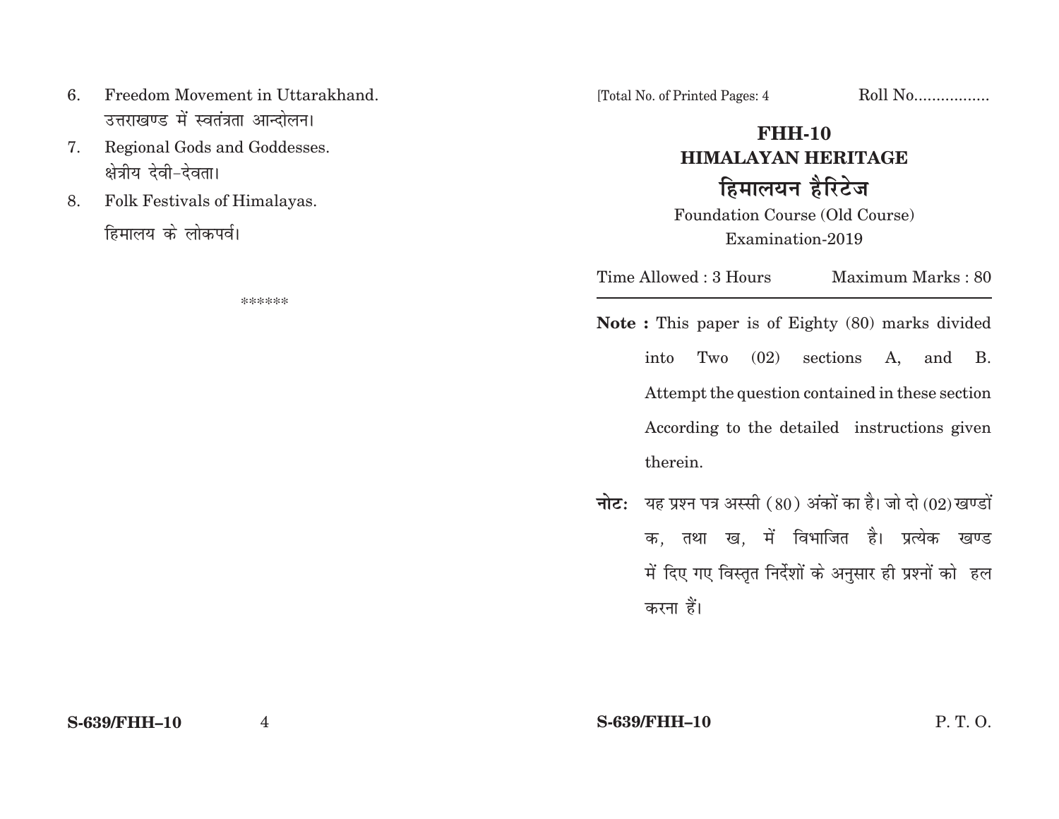6. Freedom Movement in Uttarakhand.
   उत्तराखण्ड में स्वतंत्रता आन्दोलन।
7. Regional Gods and Goddesses.
   क्षेत्रीय देवी–देवता।
8. Folk Festivals of Himalayas.
   हिमालय के लोकपर्व।

\*\*\*\*\*\*

[Total No. of Printed Pages: 4 Roll No.................

# FHH-10
## HIMALAYAN HERITAGE
## हिमालयन हैरिटेज

Foundation Course (Old Course)
Examination-2019

Time Allowed : 3 Hours Maximum Marks : 80

**Note :** This paper is of Eighty (80) marks divided into Two (02) sections A, and B. Attempt the question contained in these section According to the detailed instructions given therein.

**नोट:** यह प्रश्न पत्र अस्सी (80) अंकों का है। जो दो (02) खण्डों क, तथा ख, में विभाजित है। प्रत्येक खण्ड में दिए गए विस्तृत निर्देशों के अनुसार ही प्रश्नों को हल करना हैं।

S-639/FHH–10 P. T. O.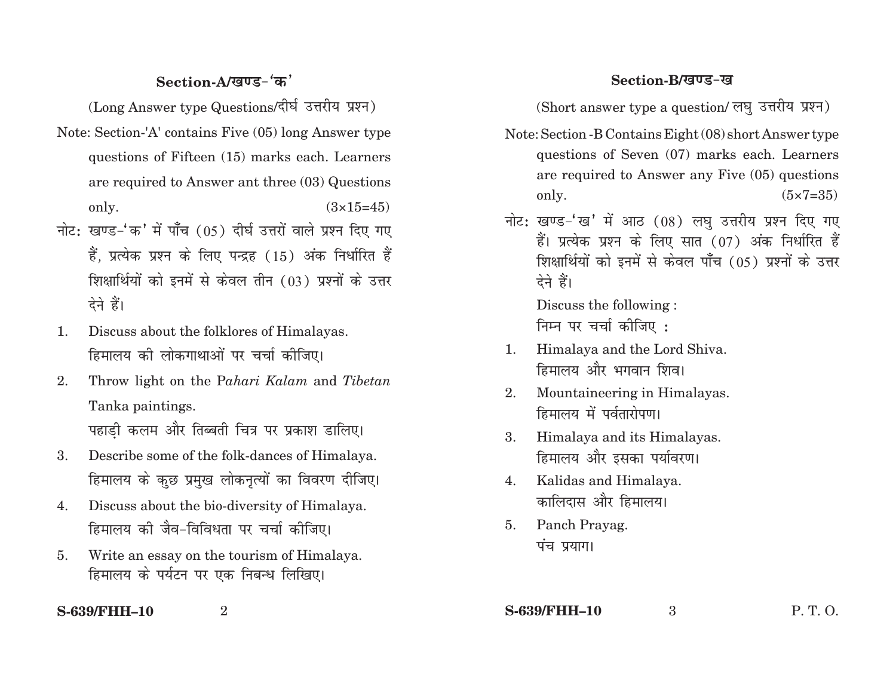## Section-A/खण्ड-'क'

(Long Answer type Questions/दीर्घ उत्तरीय प्रश्न)

Note: Section-'A' contains Five (05) long Answer type questions of Fifteen (15) marks each. Learners are required to Answer ant three (03) Questions only. (3×15=45)

नोट: खण्ड-'क' में पाँच (05) दीर्घ उत्तरों वाले प्रश्न दिए गए हैं, प्रत्येक प्रश्न के लिए पन्द्रह (15) अंक निर्धारित हैं शिक्षार्थियों को इनमें से केवल तीन (03) प्रश्नों के उत्तर देने हैं।

1. Discuss about the folklores of Himalayas.
   हिमालय की लोकगाथाओं पर चर्चा कीजिए।
2. Throw light on the P*ahari Kalam* and *Tibetan* Tanka paintings.
   पहाड़ी कलम और तिब्बती चित्र पर प्रकाश डालिए।
3. Describe some of the folk-dances of Himalaya.
   हिमालय के कुछ प्रमुख लोकनृत्यों का विवरण दीजिए।
4. Discuss about the bio-diversity of Himalaya.
   हिमालय की जैव-विविधता पर चर्चा कीजिए।
5. Write an essay on the tourism of Himalaya.
   हिमालय के पर्यटन पर एक निबन्ध लिखिए।

## Section-B/खण्ड-ख

(Short answer type a question/ लघु उत्तरीय प्रश्न)

Note: Section -B Contains Eight (08) short Answer type questions of Seven (07) marks each. Learners are required to Answer any Five (05) questions only. (5×7=35)

नोट: खण्ड-'ख' में आठ (08) लघु उत्तरीय प्रश्न दिए गए हैं। प्रत्येक प्रश्न के लिए सात (07) अंक निर्धारित हैं शिक्षार्थियों को इनमें से केवल पाँच (05) प्रश्नों के उत्तर देने हैं।

Discuss the following :

निम्न पर चर्चा कीजिए :

1. Himalaya and the Lord Shiva.
   हिमालय और भगवान शिव।
2. Mountaineering in Himalayas.
   हिमालय में पर्वतारोपण।
3. Himalaya and its Himalayas.
   हिमालय और इसका पर्यावरण।
4. Kalidas and Himalaya.
   कालिदास और हिमालय।
5. Panch Prayag.
   पंच प्रयाग।